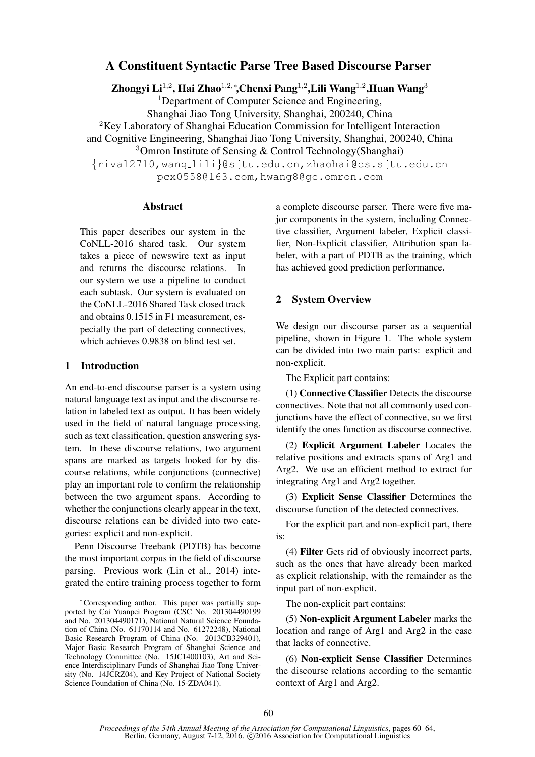# A Constituent Syntactic Parse Tree Based Discourse Parser

**Zhongyi Li[1,2], Hai Zhao[1,2,*], Chenxi Pang[1,2], Lili Wang[1,2], Huan Wang[3]**

[1]Department of Computer Science and Engineering, Shanghai Jiao Tong University, Shanghai, 200240, China

[2]Key Laboratory of Shanghai Education Commission for Intelligent Interaction and Cognitive Engineering, Shanghai Jiao Tong University, Shanghai, 200240, China

[3]Omron Institute of Sensing & Control Technology(Shanghai)

{rival2710,wang_lili}@sjtu.edu.cn, zhaohai@cs.sjtu.edu.cn
pcx0558@163.com, hwang8@gc.omron.com

## Abstract

This paper describes our system in the CoNLL-2016 shared task. Our system takes a piece of newswire text as input and returns the discourse relations. In our system we use a pipeline to conduct each subtask. Our system is evaluated on the CoNLL-2016 Shared Task closed track and obtains 0.1515 in F1 measurement, especially the part of detecting connectives, which achieves 0.9838 on blind test set.

## 1 Introduction

An end-to-end discourse parser is a system using natural language text as input and the discourse relation in labeled text as output. It has been widely used in the field of natural language processing, such as text classification, question answering system. In these discourse relations, two argument spans are marked as targets looked for by discourse relations, while conjunctions (connective) play an important role to confirm the relationship between the two argument spans. According to whether the conjunctions clearly appear in the text, discourse relations can be divided into two categories: explicit and non-explicit.

Penn Discourse Treebank (PDTB) has become the most important corpus in the field of discourse parsing. Previous work (Lin et al., 2014) integrated the entire training process together to form a complete discourse parser. There were five major components in the system, including Connective classifier, Argument labeler, Explicit classifier, Non-Explicit classifier, Attribution span labeler, with a part of PDTB as the training, which has achieved good prediction performance.

## 2 System Overview

We design our discourse parser as a sequential pipeline, shown in Figure 1. The whole system can be divided into two main parts: explicit and non-explicit.

The Explicit part contains:

(1) **Connective Classifier** Detects the discourse connectives. Note that not all commonly used conjunctions have the effect of connective, so we first identify the ones function as discourse connective.

(2) **Explicit Argument Labeler** Locates the relative positions and extracts spans of Arg1 and Arg2. We use an efficient method to extract for integrating Arg1 and Arg2 together.

(3) **Explicit Sense Classifier** Determines the discourse function of the detected connectives.

For the explicit part and non-explicit part, there is:

(4) **Filter** Gets rid of obviously incorrect parts, such as the ones that have already been marked as explicit relationship, with the remainder as the input part of non-explicit.

The non-explicit part contains:

(5) **Non-explicit Argument Labeler** marks the location and range of Arg1 and Arg2 in the case that lacks of connective.

(6) **Non-explicit Sense Classifier** Determines the discourse relations according to the semantic context of Arg1 and Arg2.

---

[*]Corresponding author. This paper was partially supported by Cai Yuanpei Program (CSC No. 201304490199 and No. 201304490171), National Natural Science Foundation of China (No. 61170114 and No. 61272248), National Basic Research Program of China (No. 2013CB329401), Major Basic Research Program of Shanghai Science and Technology Committee (No. 15JC1400103), Art and Science Interdisciplinary Funds of Shanghai Jiao Tong University (No. 14JCRZ04), and Key Project of National Society Science Foundation of China (No. 15-ZDA041).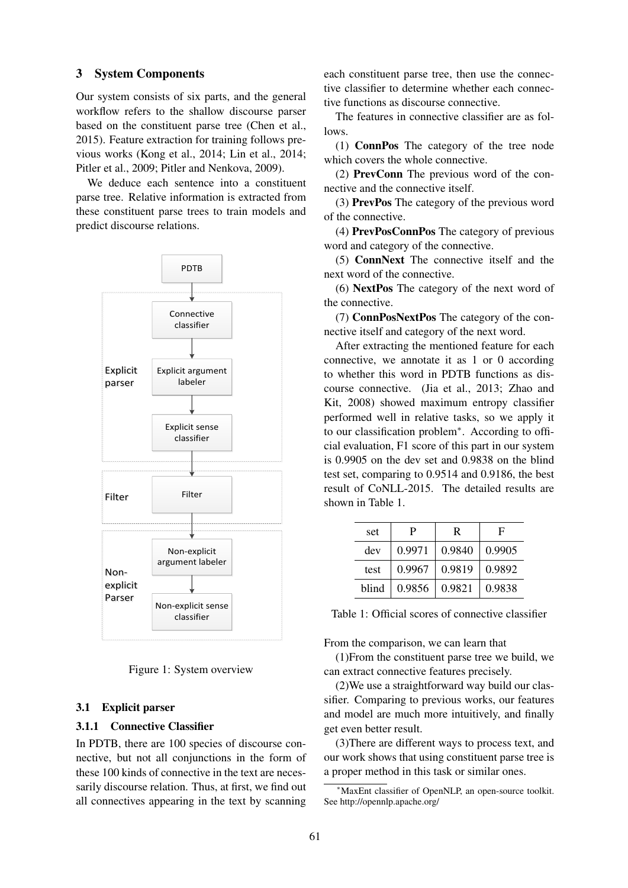## 3 System Components

Our system consists of six parts, and the general workflow refers to the shallow discourse parser based on the constituent parse tree (Chen et al., 2015). Feature extraction for training follows previous works (Kong et al., 2014; Lin et al., 2014; Pitler et al., 2009; Pitler and Nenkova, 2009).

We deduce each sentence into a constituent parse tree. Relative information is extracted from these constituent parse trees to train models and predict discourse relations.

PDTB → Explicit parser (Connective classifier → Explicit argument labeler → Explicit sense classifier) → Filter (Filter) → Non-explicit Parser (Non-explicit argument labeler → Non-explicit sense classifier)

Figure 1: System overview

### 3.1 Explicit parser

#### 3.1.1 Connective Classifier

In PDTB, there are 100 species of discourse connective, but not all conjunctions in the form of these 100 kinds of connective in the text are necessarily discourse relation. Thus, at first, we find out all connectives appearing in the text by scanning each constituent parse tree, then use the connective classifier to determine whether each connective functions as discourse connective.

The features in connective classifier are as follows.

(1) **ConnPos** The category of the tree node which covers the whole connective.

(2) **PrevConn** The previous word of the connective and the connective itself.

(3) **PrevPos** The category of the previous word of the connective.

(4) **PrevPosConnPos** The category of previous word and category of the connective.

(5) **ConnNext** The connective itself and the next word of the connective.

(6) **NextPos** The category of the next word of the connective.

(7) **ConnPosNextPos** The category of the connective itself and category of the next word.

After extracting the mentioned feature for each connective, we annotate it as 1 or 0 according to whether this word in PDTB functions as discourse connective. (Jia et al., 2013; Zhao and Kit, 2008) showed maximum entropy classifier performed well in relative tasks, so we apply it to our classification problem*. According to official evaluation, F1 score of this part in our system is 0.9905 on the dev set and 0.9838 on the blind test set, comparing to 0.9514 and 0.9186, the best result of CoNLL-2015. The detailed results are shown in Table 1.

| set | P | R | F |
|---|---|---|---|
| dev | 0.9971 | 0.9840 | 0.9905 |
| test | 0.9967 | 0.9819 | 0.9892 |
| blind | 0.9856 | 0.9821 | 0.9838 |

Table 1: Official scores of connective classifier

From the comparison, we can learn that

(1)From the constituent parse tree we build, we can extract connective features precisely.

(2)We use a straightforward way build our classifier. Comparing to previous works, our features and model are much more intuitively, and finally get even better result.

(3)There are different ways to process text, and our work shows that using constituent parse tree is a proper method in this task or similar ones.

*MaxEnt classifier of OpenNLP, an open-source toolkit. See http://opennlp.apache.org/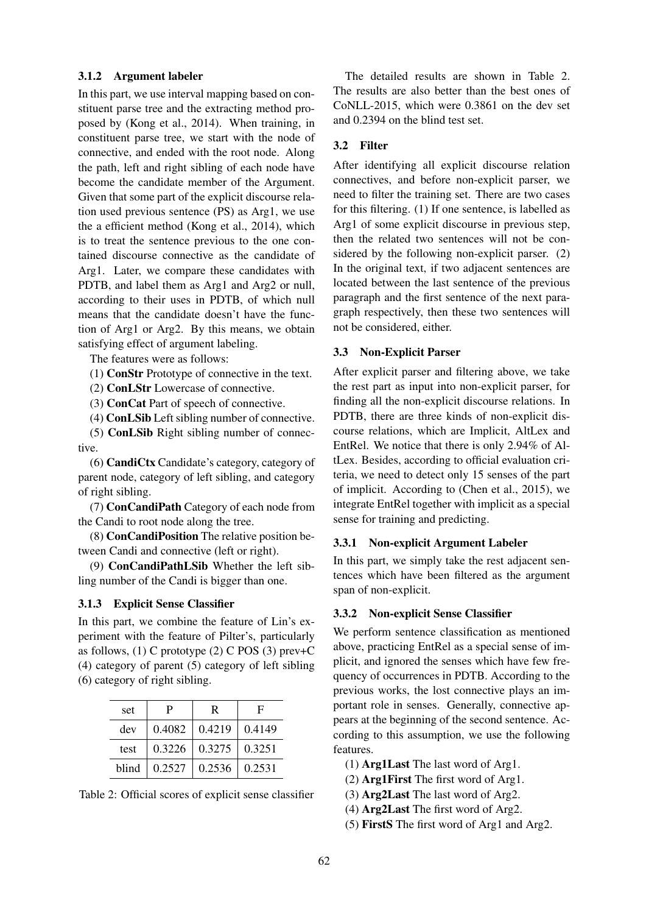#### 3.1.2 Argument labeler

In this part, we use interval mapping based on constituent parse tree and the extracting method proposed by (Kong et al., 2014). When training, in constituent parse tree, we start with the node of connective, and ended with the root node. Along the path, left and right sibling of each node have become the candidate member of the Argument. Given that some part of the explicit discourse relation used previous sentence (PS) as Arg1, we use the a efficient method (Kong et al., 2014), which is to treat the sentence previous to the one contained discourse connective as the candidate of Arg1. Later, we compare these candidates with PDTB, and label them as Arg1 and Arg2 or null, according to their uses in PDTB, of which null means that the candidate doesn't have the function of Arg1 or Arg2. By this means, we obtain satisfying effect of argument labeling.

The features were as follows:

(1) **ConStr** Prototype of connective in the text.

(2) **ConLStr** Lowercase of connective.

(3) **ConCat** Part of speech of connective.

(4) **ConLSib** Left sibling number of connective.

(5) **ConLSib** Right sibling number of connective.

(6) **CandiCtx** Candidate's category, category of parent node, category of left sibling, and category of right sibling.

(7) **ConCandiPath** Category of each node from the Candi to root node along the tree.

(8) **ConCandiPosition** The relative position between Candi and connective (left or right).

(9) **ConCandiPathLSib** Whether the left sibling number of the Candi is bigger than one.

#### 3.1.3 Explicit Sense Classifier

In this part, we combine the feature of Lin's experiment with the feature of Pilter's, particularly as follows, (1) C prototype (2) C POS (3) prev+C (4) category of parent (5) category of left sibling (6) category of right sibling.

| set | P | R | F |
|---|---|---|---|
| dev | 0.4082 | 0.4219 | 0.4149 |
| test | 0.3226 | 0.3275 | 0.3251 |
| blind | 0.2527 | 0.2536 | 0.2531 |

Table 2: Official scores of explicit sense classifier

The detailed results are shown in Table 2. The results are also better than the best ones of CoNLL-2015, which were 0.3861 on the dev set and 0.2394 on the blind test set.

### 3.2 Filter

After identifying all explicit discourse relation connectives, and before non-explicit parser, we need to filter the training set. There are two cases for this filtering. (1) If one sentence, is labelled as Arg1 of some explicit discourse in previous step, then the related two sentences will not be considered by the following non-explicit parser. (2) In the original text, if two adjacent sentences are located between the last sentence of the previous paragraph and the first sentence of the next paragraph respectively, then these two sentences will not be considered, either.

### 3.3 Non-Explicit Parser

After explicit parser and filtering above, we take the rest part as input into non-explicit parser, for finding all the non-explicit discourse relations. In PDTB, there are three kinds of non-explicit discourse relations, which are Implicit, AltLex and EntRel. We notice that there is only 2.94% of AltLex. Besides, according to official evaluation criteria, we need to detect only 15 senses of the part of implicit. According to (Chen et al., 2015), we integrate EntRel together with implicit as a special sense for training and predicting.

#### 3.3.1 Non-explicit Argument Labeler

In this part, we simply take the rest adjacent sentences which have been filtered as the argument span of non-explicit.

#### 3.3.2 Non-explicit Sense Classifier

We perform sentence classification as mentioned above, practicing EntRel as a special sense of implicit, and ignored the senses which have few frequency of occurrences in PDTB. According to the previous works, the lost connective plays an important role in senses. Generally, connective appears at the beginning of the second sentence. According to this assumption, we use the following features.

(1) **Arg1Last** The last word of Arg1.

(2) **Arg1First** The first word of Arg1.

(3) **Arg2Last** The last word of Arg2.

(4) **Arg2Last** The first word of Arg2.

(5) **FirstS** The first word of Arg1 and Arg2.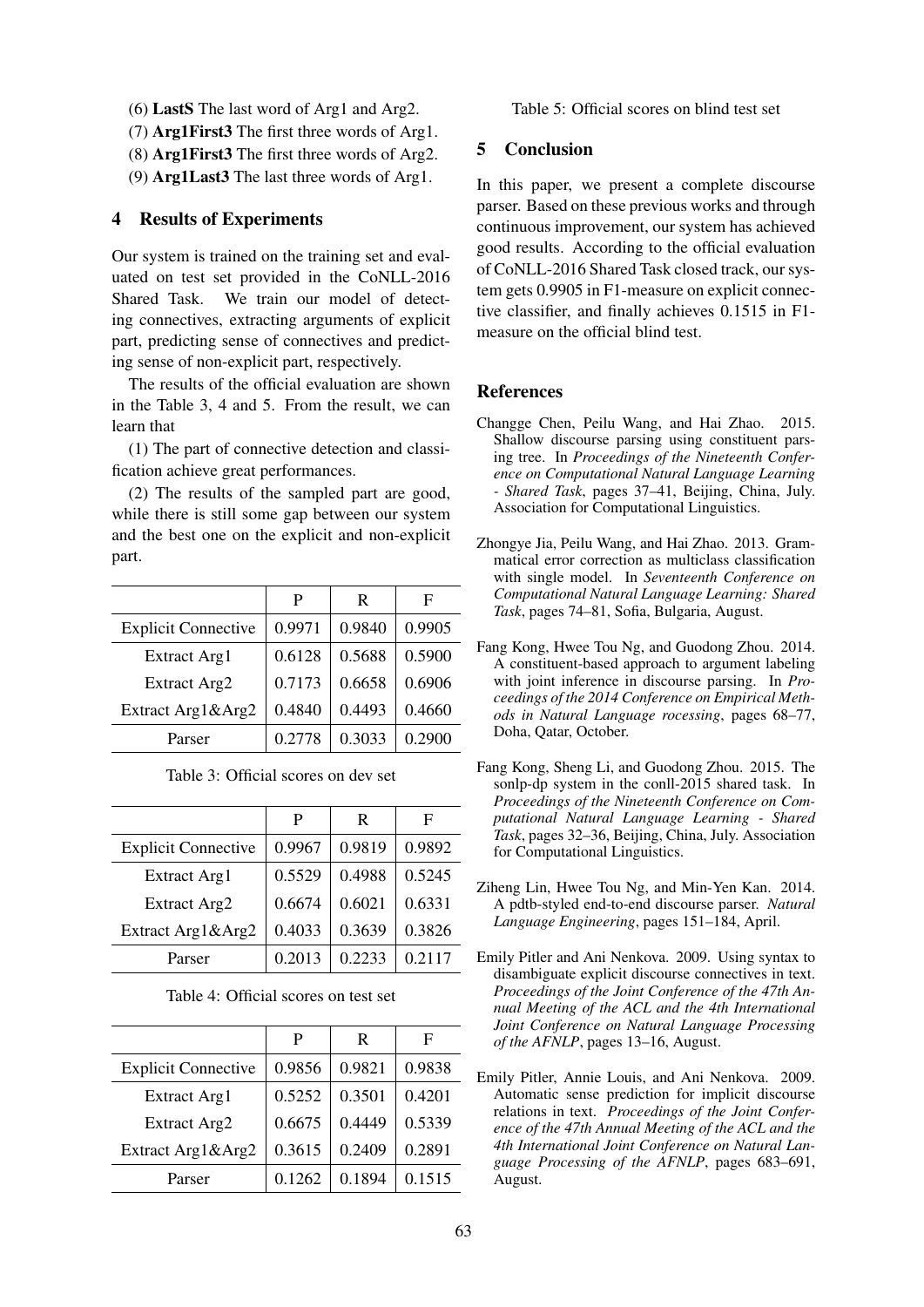(6) **LastS** The last word of Arg1 and Arg2.

(7) **Arg1First3** The first three words of Arg1.

(8) **Arg1First3** The first three words of Arg2.

(9) **Arg1Last3** The last three words of Arg1.

## 4 Results of Experiments

Our system is trained on the training set and evaluated on test set provided in the CoNLL-2016 Shared Task. We train our model of detecting connectives, extracting arguments of explicit part, predicting sense of connectives and predicting sense of non-explicit part, respectively.

The results of the official evaluation are shown in the Table 3, 4 and 5. From the result, we can learn that

(1) The part of connective detection and classification achieve great performances.

(2) The results of the sampled part are good, while there is still some gap between our system and the best one on the explicit and non-explicit part.

| | P | R | F |
|---|---|---|---|
| Explicit Connective | 0.9971 | 0.9840 | 0.9905 |
| Extract Arg1 | 0.6128 | 0.5688 | 0.5900 |
| Extract Arg2 | 0.7173 | 0.6658 | 0.6906 |
| Extract Arg1&Arg2 | 0.4840 | 0.4493 | 0.4660 |
| Parser | 0.2778 | 0.3033 | 0.2900 |

Table 3: Official scores on dev set

| | P | R | F |
|---|---|---|---|
| Explicit Connective | 0.9967 | 0.9819 | 0.9892 |
| Extract Arg1 | 0.5529 | 0.4988 | 0.5245 |
| Extract Arg2 | 0.6674 | 0.6021 | 0.6331 |
| Extract Arg1&Arg2 | 0.4033 | 0.3639 | 0.3826 |
| Parser | 0.2013 | 0.2233 | 0.2117 |

Table 4: Official scores on test set

| | P | R | F |
|---|---|---|---|
| Explicit Connective | 0.9856 | 0.9821 | 0.9838 |
| Extract Arg1 | 0.5252 | 0.3501 | 0.4201 |
| Extract Arg2 | 0.6675 | 0.4449 | 0.5339 |
| Extract Arg1&Arg2 | 0.3615 | 0.2409 | 0.2891 |
| Parser | 0.1262 | 0.1894 | 0.1515 |

Table 5: Official scores on blind test set

## 5 Conclusion

In this paper, we present a complete discourse parser. Based on these previous works and through continuous improvement, our system has achieved good results. According to the official evaluation of CoNLL-2016 Shared Task closed track, our system gets 0.9905 in F1-measure on explicit connective classifier, and finally achieves 0.1515 in F1-measure on the official blind test.

## References

Changge Chen, Peilu Wang, and Hai Zhao. 2015. Shallow discourse parsing using constituent parsing tree. In *Proceedings of the Nineteenth Conference on Computational Natural Language Learning - Shared Task*, pages 37–41, Beijing, China, July. Association for Computational Linguistics.

Zhongye Jia, Peilu Wang, and Hai Zhao. 2013. Grammatical error correction as multiclass classification with single model. In *Seventeenth Conference on Computational Natural Language Learning: Shared Task*, pages 74–81, Sofia, Bulgaria, August.

Fang Kong, Hwee Tou Ng, and Guodong Zhou. 2014. A constituent-based approach to argument labeling with joint inference in discourse parsing. In *Proceedings of the 2014 Conference on Empirical Methods in Natural Language rocessing*, pages 68–77, Doha, Qatar, October.

Fang Kong, Sheng Li, and Guodong Zhou. 2015. The sonlp-dp system in the conll-2015 shared task. In *Proceedings of the Nineteenth Conference on Computational Natural Language Learning - Shared Task*, pages 32–36, Beijing, China, July. Association for Computational Linguistics.

Ziheng Lin, Hwee Tou Ng, and Min-Yen Kan. 2014. A pdtb-styled end-to-end discourse parser. *Natural Language Engineering*, pages 151–184, April.

Emily Pitler and Ani Nenkova. 2009. Using syntax to disambiguate explicit discourse connectives in text. *Proceedings of the Joint Conference of the 47th Annual Meeting of the ACL and the 4th International Joint Conference on Natural Language Processing of the AFNLP*, pages 13–16, August.

Emily Pitler, Annie Louis, and Ani Nenkova. 2009. Automatic sense prediction for implicit discourse relations in text. *Proceedings of the Joint Conference of the 47th Annual Meeting of the ACL and the 4th International Joint Conference on Natural Language Processing of the AFNLP*, pages 683–691, August.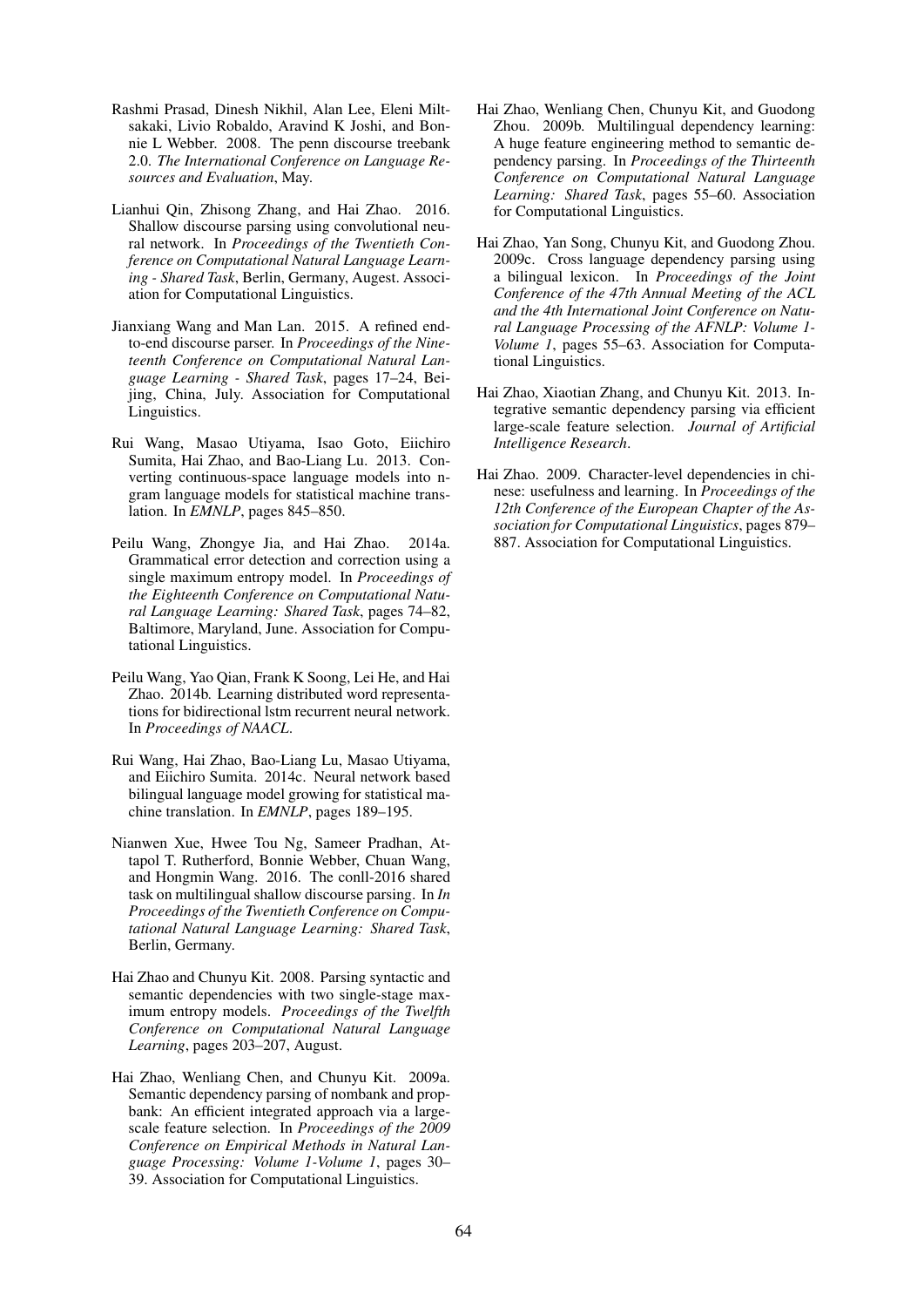Rashmi Prasad, Dinesh Nikhil, Alan Lee, Eleni Miltsakaki, Livio Robaldo, Aravind K Joshi, and Bonnie L Webber. 2008. The penn discourse treebank 2.0. *The International Conference on Language Resources and Evaluation*, May.

Lianhui Qin, Zhisong Zhang, and Hai Zhao. 2016. Shallow discourse parsing using convolutional neural network. In *Proceedings of the Twentieth Conference on Computational Natural Language Learning - Shared Task*, Berlin, Germany, Augest. Association for Computational Linguistics.

Jianxiang Wang and Man Lan. 2015. A refined end-to-end discourse parser. In *Proceedings of the Nineteenth Conference on Computational Natural Language Learning - Shared Task*, pages 17–24, Beijing, China, July. Association for Computational Linguistics.

Rui Wang, Masao Utiyama, Isao Goto, Eiichiro Sumita, Hai Zhao, and Bao-Liang Lu. 2013. Converting continuous-space language models into n-gram language models for statistical machine translation. In *EMNLP*, pages 845–850.

Peilu Wang, Zhongye Jia, and Hai Zhao. 2014a. Grammatical error detection and correction using a single maximum entropy model. In *Proceedings of the Eighteenth Conference on Computational Natural Language Learning: Shared Task*, pages 74–82, Baltimore, Maryland, June. Association for Computational Linguistics.

Peilu Wang, Yao Qian, Frank K Soong, Lei He, and Hai Zhao. 2014b. Learning distributed word representations for bidirectional lstm recurrent neural network. In *Proceedings of NAACL*.

Rui Wang, Hai Zhao, Bao-Liang Lu, Masao Utiyama, and Eiichiro Sumita. 2014c. Neural network based bilingual language model growing for statistical machine translation. In *EMNLP*, pages 189–195.

Nianwen Xue, Hwee Tou Ng, Sameer Pradhan, Attapol T. Rutherford, Bonnie Webber, Chuan Wang, and Hongmin Wang. 2016. The conll-2016 shared task on multilingual shallow discourse parsing. In *In Proceedings of the Twentieth Conference on Computational Natural Language Learning: Shared Task*, Berlin, Germany.

Hai Zhao and Chunyu Kit. 2008. Parsing syntactic and semantic dependencies with two single-stage maximum entropy models. *Proceedings of the Twelfth Conference on Computational Natural Language Learning*, pages 203–207, August.

Hai Zhao, Wenliang Chen, and Chunyu Kit. 2009a. Semantic dependency parsing of nombank and propbank: An efficient integrated approach via a large-scale feature selection. In *Proceedings of the 2009 Conference on Empirical Methods in Natural Language Processing: Volume 1-Volume 1*, pages 30–39. Association for Computational Linguistics.

Hai Zhao, Wenliang Chen, Chunyu Kit, and Guodong Zhou. 2009b. Multilingual dependency learning: A huge feature engineering method to semantic dependency parsing. In *Proceedings of the Thirteenth Conference on Computational Natural Language Learning: Shared Task*, pages 55–60. Association for Computational Linguistics.

Hai Zhao, Yan Song, Chunyu Kit, and Guodong Zhou. 2009c. Cross language dependency parsing using a bilingual lexicon. In *Proceedings of the Joint Conference of the 47th Annual Meeting of the ACL and the 4th International Joint Conference on Natural Language Processing of the AFNLP: Volume 1-Volume 1*, pages 55–63. Association for Computational Linguistics.

Hai Zhao, Xiaotian Zhang, and Chunyu Kit. 2013. Integrative semantic dependency parsing via efficient large-scale feature selection. *Journal of Artificial Intelligence Research*.

Hai Zhao. 2009. Character-level dependencies in chinese: usefulness and learning. In *Proceedings of the 12th Conference of the European Chapter of the Association for Computational Linguistics*, pages 879–887. Association for Computational Linguistics.